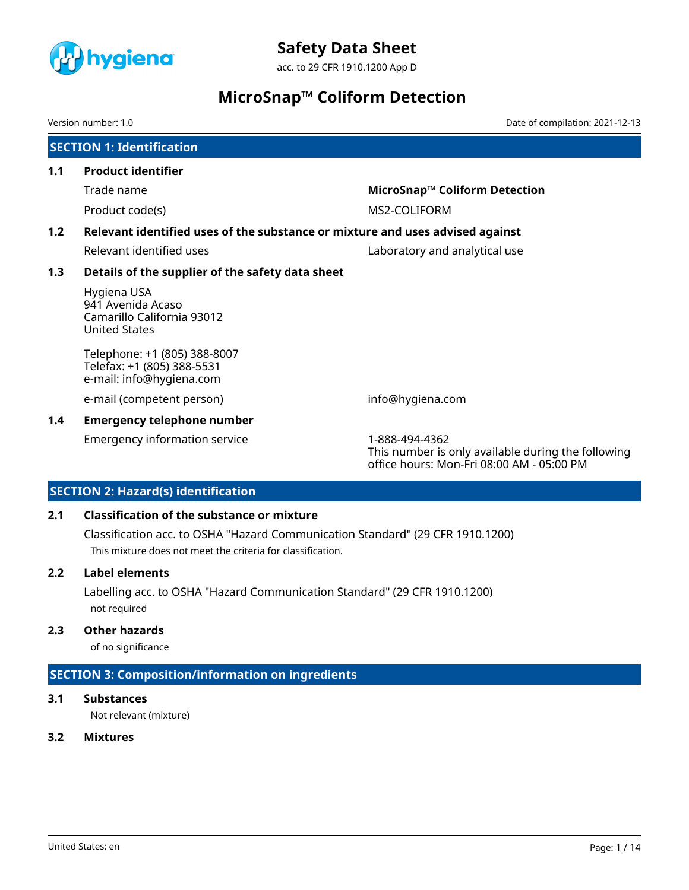# Safety Data Sheet

acc. to 29 CFR 1910.1200 App D

# MicroSnap™ Coliform Detection

Version number: 1.0

Date of compilation: 2021-12-13

## SECTION 1: Identification

### 1.1 Product identifier

| | |
|---|---|
| Trade name | **MicroSnap™ Coliform Detection** |
| Product code(s) | MS2-COLIFORM |

### 1.2 Relevant identified uses of the substance or mixture and uses advised against

| | |
|---|---|
| Relevant identified uses | Laboratory and analytical use |

### 1.3 Details of the supplier of the safety data sheet

Hygiena USA
941 Avenida Acaso
Camarillo California 93012
United States

Telephone: +1 (805) 388-8007
Telefax: +1 (805) 388-5531
e-mail: info@hygiena.com

| | |
|---|---|
| e-mail (competent person) | info@hygiena.com |

### 1.4 Emergency telephone number

| | |
|---|---|
| Emergency information service | 1-888-494-4362<br>This number is only available during the following office hours: Mon-Fri 08:00 AM - 05:00 PM |

## SECTION 2: Hazard(s) identification

### 2.1 Classification of the substance or mixture

Classification acc. to OSHA "Hazard Communication Standard" (29 CFR 1910.1200)

This mixture does not meet the criteria for classification.

### 2.2 Label elements

Labelling acc. to OSHA "Hazard Communication Standard" (29 CFR 1910.1200)

not required

### 2.3 Other hazards

of no significance

## SECTION 3: Composition/information on ingredients

### 3.1 Substances

Not relevant (mixture)

### 3.2 Mixtures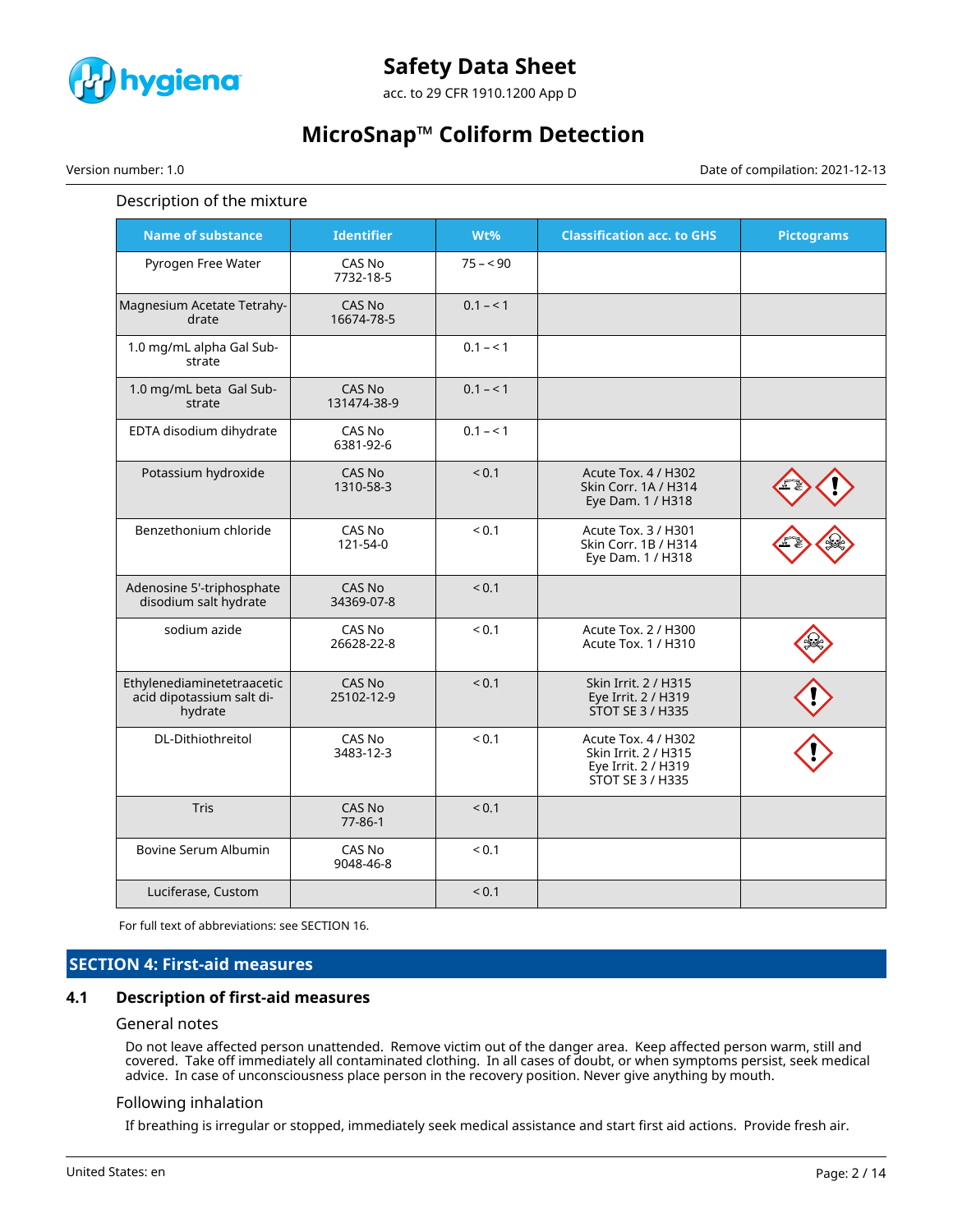Description of the mixture

| Name of substance | Identifier | Wt% | Classification acc. to GHS | Pictograms |
|---|---|---|---|---|
| Pyrogen Free Water | CAS No 7732-18-5 | 75 – < 90 | | |
| Magnesium Acetate Tetrahydrate | CAS No 16674-78-5 | 0.1 – < 1 | | |
| 1.0 mg/mL alpha Gal Substrate | | 0.1 – < 1 | | |
| 1.0 mg/mL beta Gal Substrate | CAS No 131474-38-9 | 0.1 – < 1 | | |
| EDTA disodium dihydrate | CAS No 6381-92-6 | 0.1 – < 1 | | |
| Potassium hydroxide | CAS No 1310-58-3 | < 0.1 | Acute Tox. 4 / H302<br>Skin Corr. 1A / H314<br>Eye Dam. 1 / H318 | |
| Benzethonium chloride | CAS No 121-54-0 | < 0.1 | Acute Tox. 3 / H301<br>Skin Corr. 1B / H314<br>Eye Dam. 1 / H318 | |
| Adenosine 5'-triphosphate disodium salt hydrate | CAS No 34369-07-8 | < 0.1 | | |
| sodium azide | CAS No 26628-22-8 | < 0.1 | Acute Tox. 2 / H300<br>Acute Tox. 1 / H310 | |
| Ethylenediaminetetraacetic acid dipotassium salt dihydrate | CAS No 25102-12-9 | < 0.1 | Skin Irrit. 2 / H315<br>Eye Irrit. 2 / H319<br>STOT SE 3 / H335 | |
| DL-Dithiothreitol | CAS No 3483-12-3 | < 0.1 | Acute Tox. 4 / H302<br>Skin Irrit. 2 / H315<br>Eye Irrit. 2 / H319<br>STOT SE 3 / H335 | |
| Tris | CAS No 77-86-1 | < 0.1 | | |
| Bovine Serum Albumin | CAS No 9048-46-8 | < 0.1 | | |
| Luciferase, Custom | | < 0.1 | | |

For full text of abbreviations: see SECTION 16.

## SECTION 4: First-aid measures

### 4.1 Description of first-aid measures

General notes

Do not leave affected person unattended. Remove victim out of the danger area. Keep affected person warm, still and covered. Take off immediately all contaminated clothing. In all cases of doubt, or when symptoms persist, seek medical advice. In case of unconsciousness place person in the recovery position. Never give anything by mouth.

Following inhalation

If breathing is irregular or stopped, immediately seek medical assistance and start first aid actions. Provide fresh air.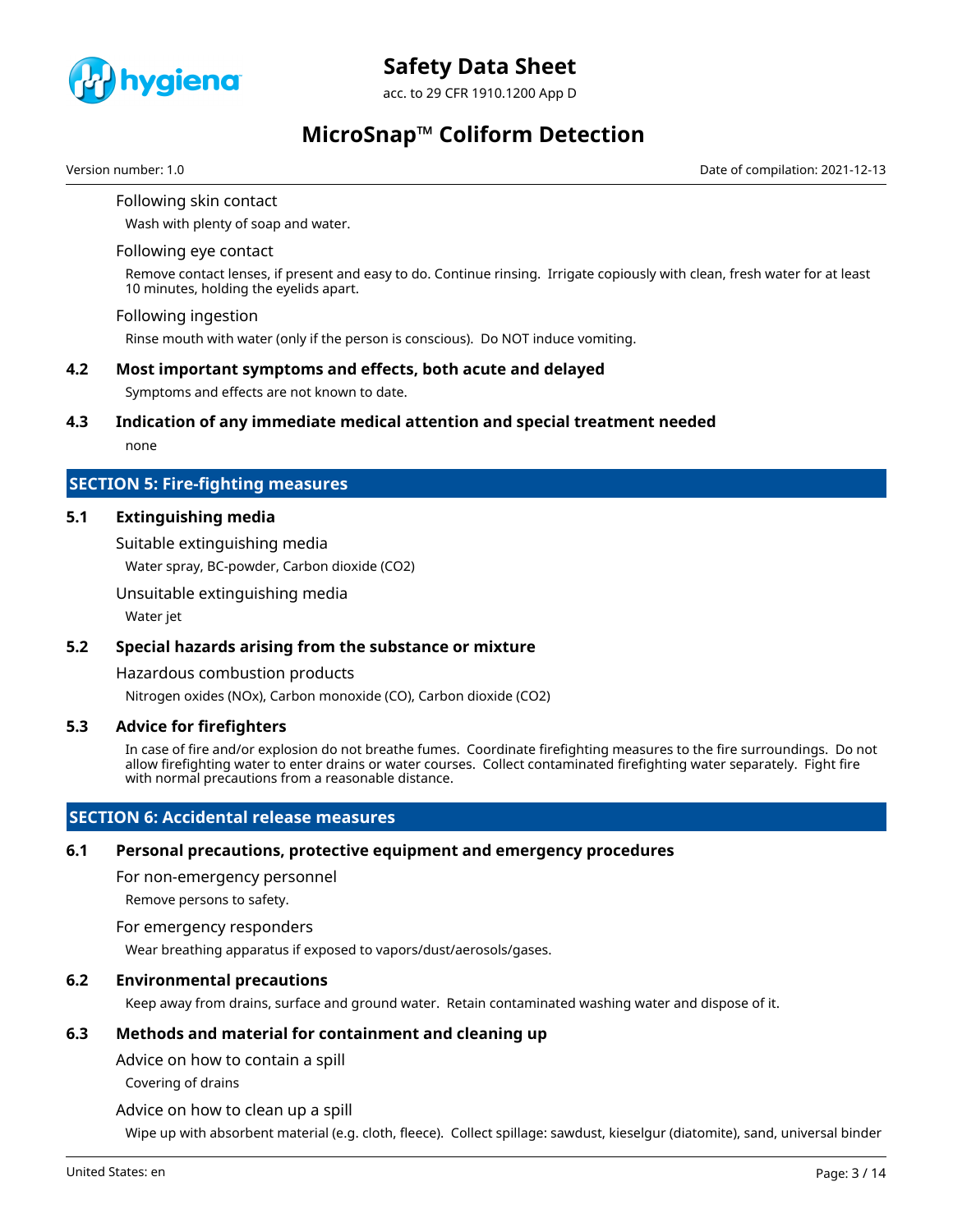#### Following skin contact

Wash with plenty of soap and water.

#### Following eye contact

Remove contact lenses, if present and easy to do. Continue rinsing. Irrigate copiously with clean, fresh water for at least 10 minutes, holding the eyelids apart.

#### Following ingestion

Rinse mouth with water (only if the person is conscious). Do NOT induce vomiting.

### 4.2 Most important symptoms and effects, both acute and delayed

Symptoms and effects are not known to date.

### 4.3 Indication of any immediate medical attention and special treatment needed

none

## SECTION 5: Fire-fighting measures

### 5.1 Extinguishing media

#### Suitable extinguishing media

Water spray, BC-powder, Carbon dioxide ($CO_2$)

#### Unsuitable extinguishing media

Water jet

### 5.2 Special hazards arising from the substance or mixture

#### Hazardous combustion products

Nitrogen oxides (NOx), Carbon monoxide (CO), Carbon dioxide ($CO_2$)

### 5.3 Advice for firefighters

In case of fire and/or explosion do not breathe fumes. Coordinate firefighting measures to the fire surroundings. Do not allow firefighting water to enter drains or water courses. Collect contaminated firefighting water separately. Fight fire with normal precautions from a reasonable distance.

## SECTION 6: Accidental release measures

### 6.1 Personal precautions, protective equipment and emergency procedures

#### For non-emergency personnel

Remove persons to safety.

#### For emergency responders

Wear breathing apparatus if exposed to vapors/dust/aerosols/gases.

### 6.2 Environmental precautions

Keep away from drains, surface and ground water. Retain contaminated washing water and dispose of it.

### 6.3 Methods and material for containment and cleaning up

#### Advice on how to contain a spill

Covering of drains

#### Advice on how to clean up a spill

Wipe up with absorbent material (e.g. cloth, fleece). Collect spillage: sawdust, kieselgur (diatomite), sand, universal binder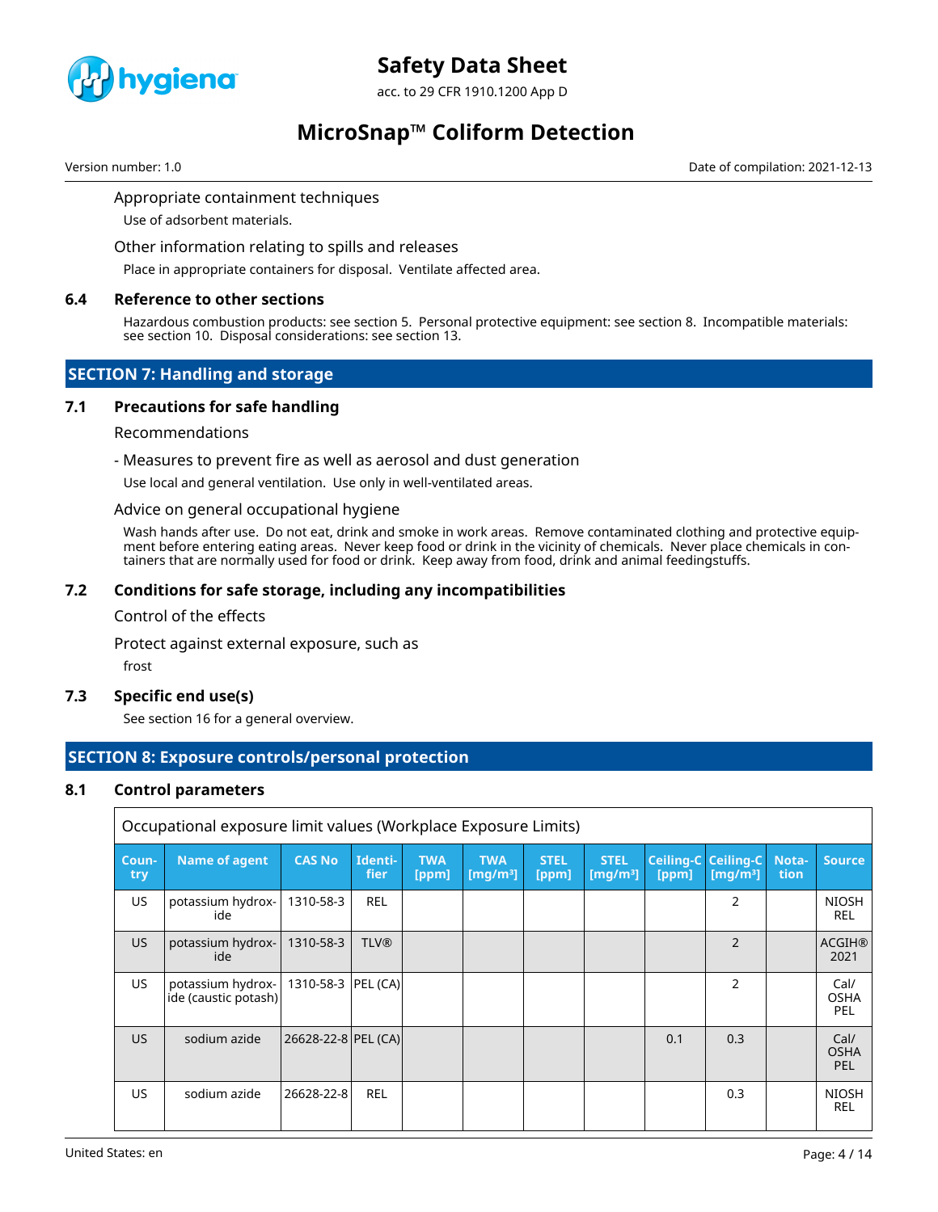Appropriate containment techniques

Use of adsorbent materials.

Other information relating to spills and releases

Place in appropriate containers for disposal. Ventilate affected area.

### 6.4 Reference to other sections

Hazardous combustion products: see section 5. Personal protective equipment: see section 8. Incompatible materials: see section 10. Disposal considerations: see section 13.

## SECTION 7: Handling and storage

### 7.1 Precautions for safe handling

Recommendations

- Measures to prevent fire as well as aerosol and dust generation

Use local and general ventilation. Use only in well-ventilated areas.

Advice on general occupational hygiene

Wash hands after use. Do not eat, drink and smoke in work areas. Remove contaminated clothing and protective equipment before entering eating areas. Never keep food or drink in the vicinity of chemicals. Never place chemicals in containers that are normally used for food or drink. Keep away from food, drink and animal feedingstuffs.

### 7.2 Conditions for safe storage, including any incompatibilities

Control of the effects

Protect against external exposure, such as

frost

### 7.3 Specific end use(s)

See section 16 for a general overview.

## SECTION 8: Exposure controls/personal protection

### 8.1 Control parameters

Occupational exposure limit values (Workplace Exposure Limits)

| Country | Name of agent | CAS No | Identifier | TWA [ppm] | TWA [mg/m³] | STEL [ppm] | STEL [mg/m³] | Ceiling-C [ppm] | Ceiling-C [mg/m³] | Notation | Source |
|---|---|---|---|---|---|---|---|---|---|---|---|
| US | potassium hydroxide | 1310-58-3 | REL | | | | | | 2 | | NIOSH REL |
| US | potassium hydroxide | 1310-58-3 | TLV® | | | | | | 2 | | ACGIH® 2021 |
| US | potassium hydroxide (caustic potash) | 1310-58-3 | PEL (CA) | | | | | | 2 | | Cal/ OSHA PEL |
| US | sodium azide | 26628-22-8 | PEL (CA) | | | | | 0.1 | 0.3 | | Cal/ OSHA PEL |
| US | sodium azide | 26628-22-8 | REL | | | | | | 0.3 | | NIOSH REL |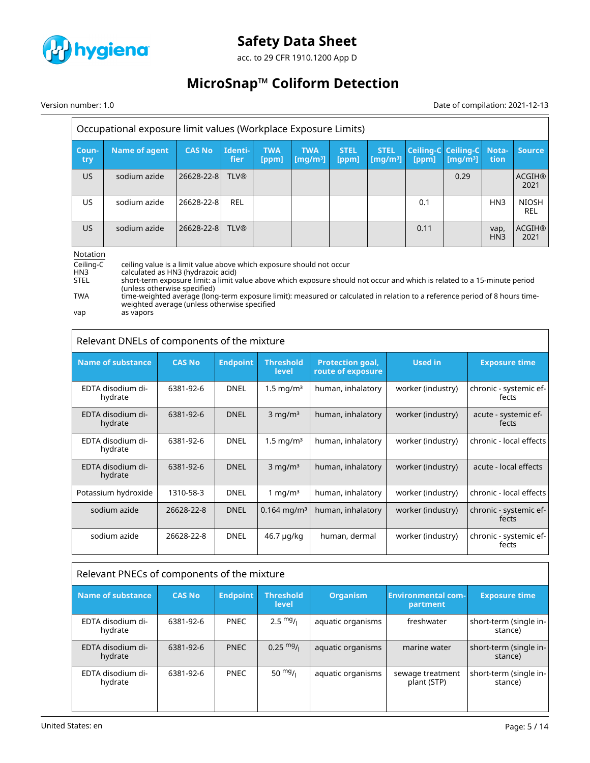| Occupational exposure limit values (Workplace Exposure Limits) | | | | | | | | | | | |
|---|---|---|---|---|---|---|---|---|---|---|---|
| Country | Name of agent | CAS No | Identifier | TWA [ppm] | TWA [mg/m³] | STEL [ppm] | STEL [mg/m³] | Ceiling-C [ppm] | Ceiling-C [mg/m³] | Notation | Source |
| US | sodium azide | 26628-22-8 | TLV® | | | | | | 0.29 | | ACGIH® 2021 |
| US | sodium azide | 26628-22-8 | REL | | | | | 0.1 | | HN3 | NIOSH REL |
| US | sodium azide | 26628-22-8 | TLV® | | | | | 0.11 | | vap, HN3 | ACGIH® 2021 |

Notation

| | |
|---|---|
| Ceiling-C | ceiling value is a limit value above which exposure should not occur |
| HN3 | calculated as HN3 (hydrazoic acid) |
| STEL | short-term exposure limit: a limit value above which exposure should not occur and which is related to a 15-minute period (unless otherwise specified) |
| TWA | time-weighted average (long-term exposure limit): measured or calculated in relation to a reference period of 8 hours time-weighted average (unless otherwise specified |
| vap | as vapors |

| Relevant DNELs of components of the mixture | | | | | | |
|---|---|---|---|---|---|---|
| Name of substance | CAS No | Endpoint | Threshold level | Protection goal, route of exposure | Used in | Exposure time |
| EDTA disodium dihydrate | 6381-92-6 | DNEL | 1.5 mg/m³ | human, inhalatory | worker (industry) | chronic - systemic effects |
| EDTA disodium dihydrate | 6381-92-6 | DNEL | 3 mg/m³ | human, inhalatory | worker (industry) | acute - systemic effects |
| EDTA disodium dihydrate | 6381-92-6 | DNEL | 1.5 mg/m³ | human, inhalatory | worker (industry) | chronic - local effects |
| EDTA disodium dihydrate | 6381-92-6 | DNEL | 3 mg/m³ | human, inhalatory | worker (industry) | acute - local effects |
| Potassium hydroxide | 1310-58-3 | DNEL | 1 mg/m³ | human, inhalatory | worker (industry) | chronic - local effects |
| sodium azide | 26628-22-8 | DNEL | 0.164 mg/m³ | human, inhalatory | worker (industry) | chronic - systemic effects |
| sodium azide | 26628-22-8 | DNEL | 46.7 µg/kg | human, dermal | worker (industry) | chronic - systemic effects |

| Relevant PNECs of components of the mixture | | | | | | |
|---|---|---|---|---|---|---|
| Name of substance | CAS No | Endpoint | Threshold level | Organism | Environmental compartment | Exposure time |
| EDTA disodium dihydrate | 6381-92-6 | PNEC | 2.5 mg/l | aquatic organisms | freshwater | short-term (single instance) |
| EDTA disodium dihydrate | 6381-92-6 | PNEC | 0.25 mg/l | aquatic organisms | marine water | short-term (single instance) |
| EDTA disodium dihydrate | 6381-92-6 | PNEC | 50 mg/l | aquatic organisms | sewage treatment plant (STP) | short-term (single instance) |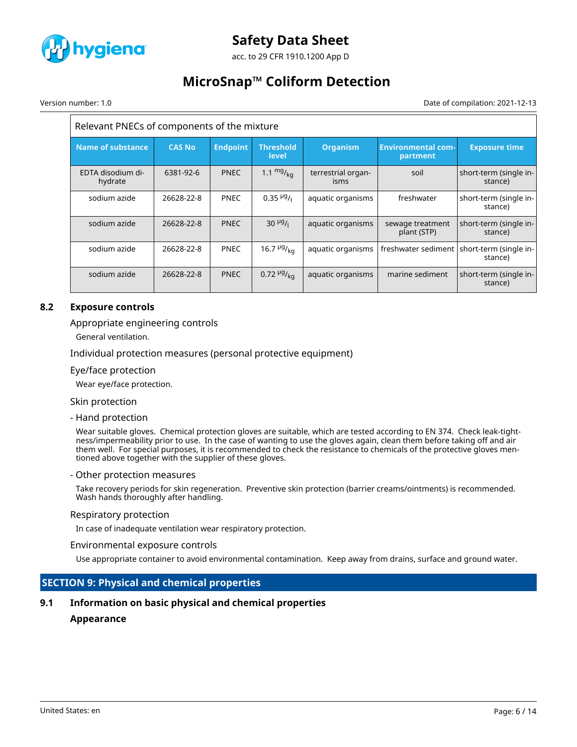| Relevant PNECs of components of the mixture | | | | | | |
|---|---|---|---|---|---|---|
| **Name of substance** | **CAS No** | **Endpoint** | **Threshold level** | **Organism** | **Environmental compartment** | **Exposure time** |
| EDTA disodium dihydrate | 6381-92-6 | PNEC | 1.1 $^{mg}/_{kg}$ | terrestrial organisms | soil | short-term (single instance) |
| sodium azide | 26628-22-8 | PNEC | 0.35 $^{µg}/_{l}$ | aquatic organisms | freshwater | short-term (single instance) |
| sodium azide | 26628-22-8 | PNEC | 30 $^{µg}/_{l}$ | aquatic organisms | sewage treatment plant (STP) | short-term (single instance) |
| sodium azide | 26628-22-8 | PNEC | 16.7 $^{µg}/_{kg}$ | aquatic organisms | freshwater sediment | short-term (single instance) |
| sodium azide | 26628-22-8 | PNEC | 0.72 $^{µg}/_{kg}$ | aquatic organisms | marine sediment | short-term (single instance) |

### 8.2 Exposure controls

**Appropriate engineering controls**

General ventilation.

**Individual protection measures (personal protective equipment)**

**Eye/face protection**

Wear eye/face protection.

**Skin protection**

**- Hand protection**

Wear suitable gloves. Chemical protection gloves are suitable, which are tested according to EN 374. Check leak-tightness/impermeability prior to use. In the case of wanting to use the gloves again, clean them before taking off and air them well. For special purposes, it is recommended to check the resistance to chemicals of the protective gloves mentioned above together with the supplier of these gloves.

**- Other protection measures**

Take recovery periods for skin regeneration. Preventive skin protection (barrier creams/ointments) is recommended. Wash hands thoroughly after handling.

**Respiratory protection**

In case of inadequate ventilation wear respiratory protection.

**Environmental exposure controls**

Use appropriate container to avoid environmental contamination. Keep away from drains, surface and ground water.

## SECTION 9: Physical and chemical properties

### 9.1 Information on basic physical and chemical properties

**Appearance**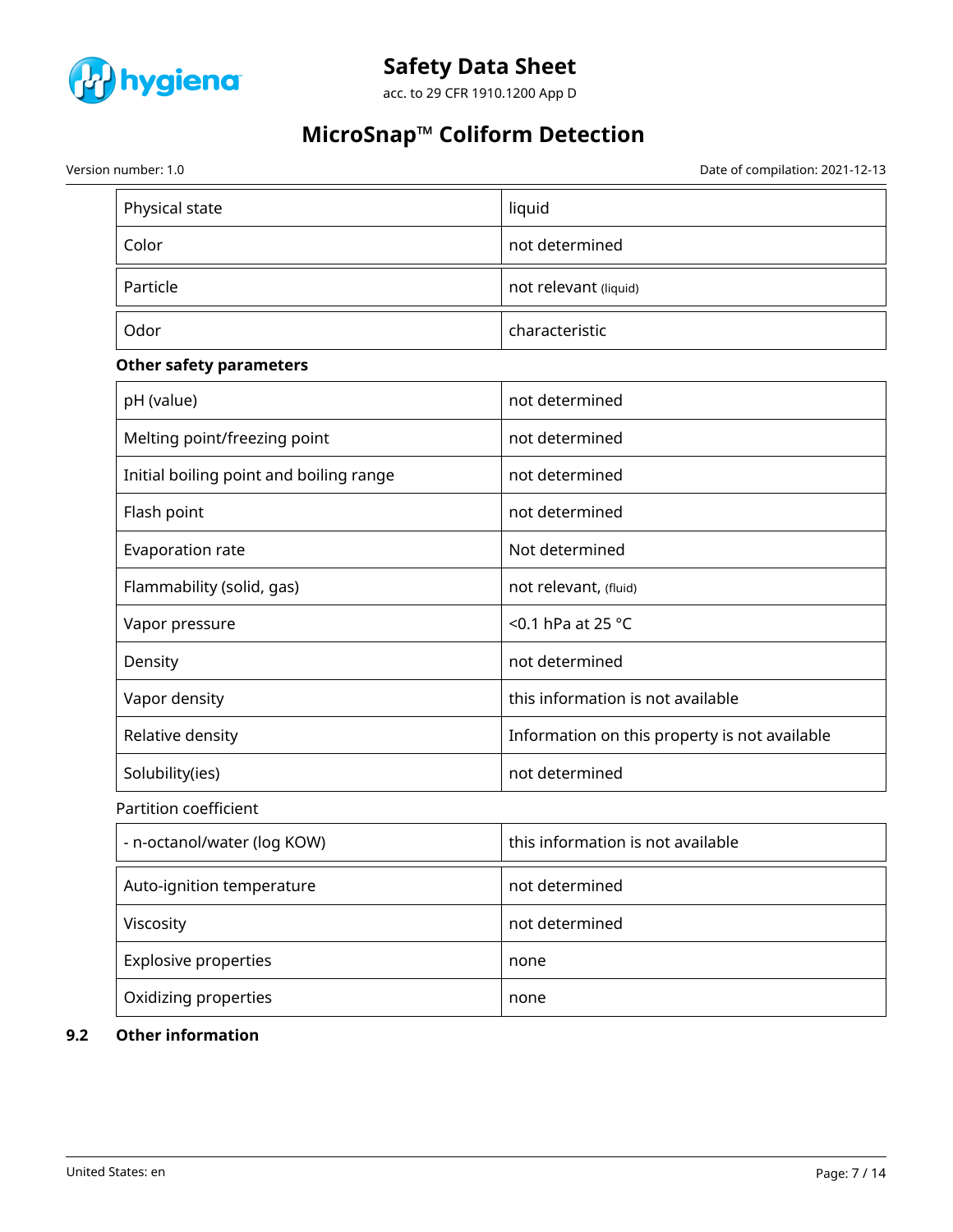| Physical state | liquid |
| --- | --- |
| Color | not determined |
| Particle | not relevant (liquid) |
| Odor | characteristic |

**Other safety parameters**

| pH (value) | not determined |
| --- | --- |
| Melting point/freezing point | not determined |
| Initial boiling point and boiling range | not determined |
| Flash point | not determined |
| Evaporation rate | Not determined |
| Flammability (solid, gas) | not relevant, (fluid) |
| Vapor pressure | <0.1 hPa at 25 °C |
| Density | not determined |
| Vapor density | this information is not available |
| Relative density | Information on this property is not available |
| Solubility(ies) | not determined |

Partition coefficient

| - n-octanol/water (log KOW) | this information is not available |
| --- | --- |
| Auto-ignition temperature | not determined |
| Viscosity | not determined |
| Explosive properties | none |
| Oxidizing properties | none |

## 9.2 Other information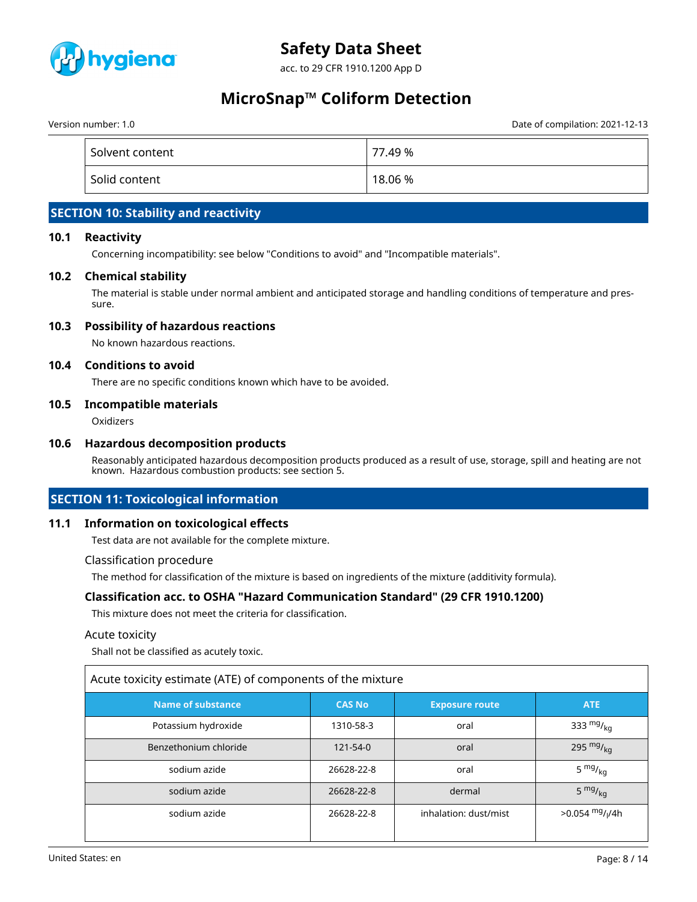| Solvent content | 77.49 % |
|---|---|
| Solid content | 18.06 % |

## SECTION 10: Stability and reactivity

### 10.1 Reactivity

Concerning incompatibility: see below "Conditions to avoid" and "Incompatible materials".

### 10.2 Chemical stability

The material is stable under normal ambient and anticipated storage and handling conditions of temperature and pressure.

### 10.3 Possibility of hazardous reactions

No known hazardous reactions.

### 10.4 Conditions to avoid

There are no specific conditions known which have to be avoided.

### 10.5 Incompatible materials

Oxidizers

### 10.6 Hazardous decomposition products

Reasonably anticipated hazardous decomposition products produced as a result of use, storage, spill and heating are not known. Hazardous combustion products: see section 5.

## SECTION 11: Toxicological information

### 11.1 Information on toxicological effects

Test data are not available for the complete mixture.

Classification procedure

The method for classification of the mixture is based on ingredients of the mixture (additivity formula).

**Classification acc. to OSHA "Hazard Communication Standard" (29 CFR 1910.1200)**

This mixture does not meet the criteria for classification.

Acute toxicity

Shall not be classified as acutely toxic.

| Acute toxicity estimate (ATE) of components of the mixture | | | |
|---|---|---|---|
| **Name of substance** | **CAS No** | **Exposure route** | **ATE** |
| Potassium hydroxide | 1310-58-3 | oral | 333 $^{mg}/_{kg}$ |
| Benzethonium chloride | 121-54-0 | oral | 295 $^{mg}/_{kg}$ |
| sodium azide | 26628-22-8 | oral | 5 $^{mg}/_{kg}$ |
| sodium azide | 26628-22-8 | dermal | 5 $^{mg}/_{kg}$ |
| sodium azide | 26628-22-8 | inhalation: dust/mist | >0.054 $^{mg}/_{l}$/4h |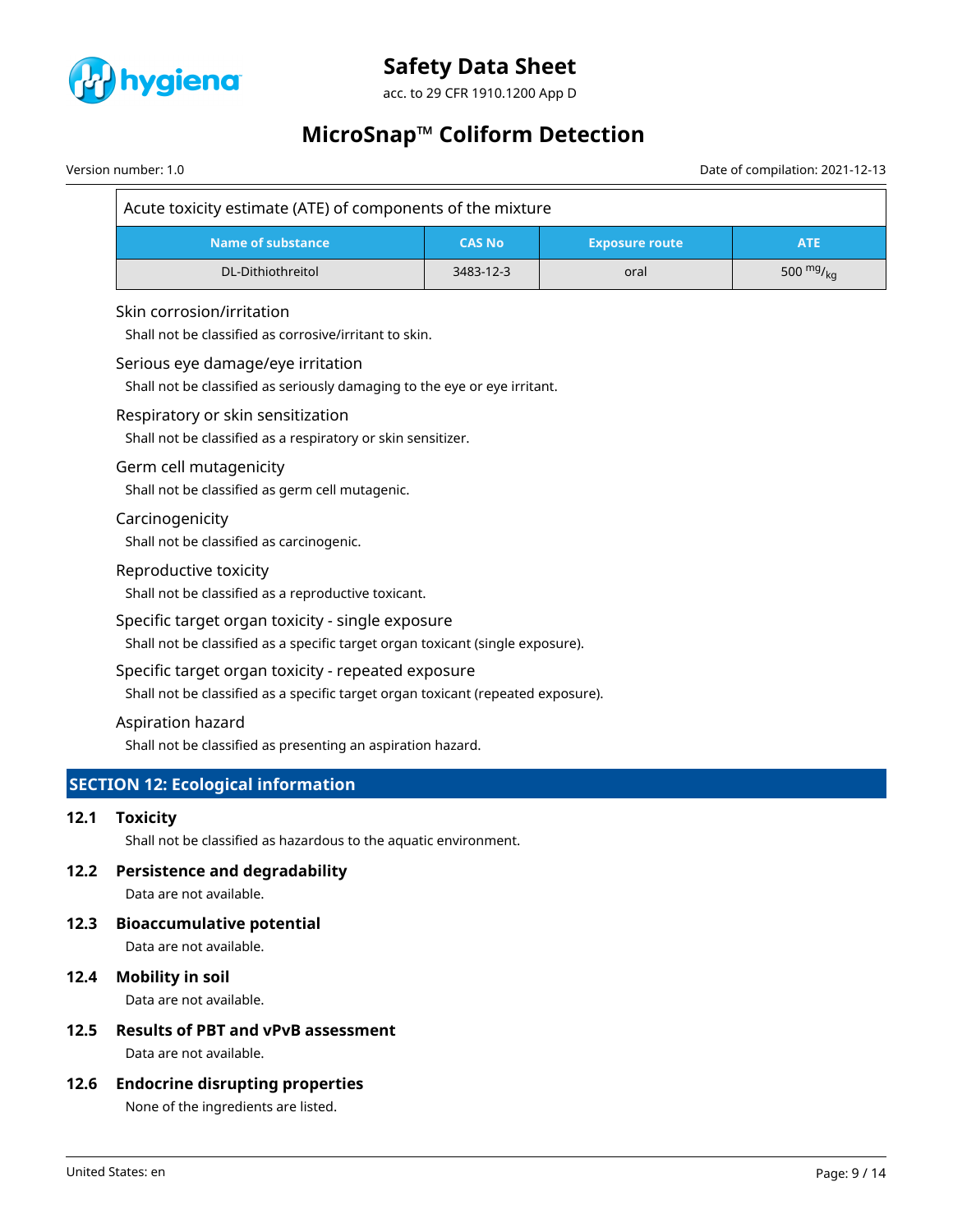| Acute toxicity estimate (ATE) of components of the mixture | | | |
|---|---|---|---|
| Name of substance | CAS No | Exposure route | ATE |
| DL-Dithiothreitol | 3483-12-3 | oral | 500 $^{mg}/_{kg}$ |

### Skin corrosion/irritation

Shall not be classified as corrosive/irritant to skin.

### Serious eye damage/eye irritation

Shall not be classified as seriously damaging to the eye or eye irritant.

### Respiratory or skin sensitization

Shall not be classified as a respiratory or skin sensitizer.

### Germ cell mutagenicity

Shall not be classified as germ cell mutagenic.

### Carcinogenicity

Shall not be classified as carcinogenic.

### Reproductive toxicity

Shall not be classified as a reproductive toxicant.

### Specific target organ toxicity - single exposure

Shall not be classified as a specific target organ toxicant (single exposure).

### Specific target organ toxicity - repeated exposure

Shall not be classified as a specific target organ toxicant (repeated exposure).

### Aspiration hazard

Shall not be classified as presenting an aspiration hazard.

## SECTION 12: Ecological information

### 12.1 Toxicity

Shall not be classified as hazardous to the aquatic environment.

### 12.2 Persistence and degradability

Data are not available.

### 12.3 Bioaccumulative potential

Data are not available.

### 12.4 Mobility in soil

Data are not available.

### 12.5 Results of PBT and vPvB assessment

Data are not available.

### 12.6 Endocrine disrupting properties

None of the ingredients are listed.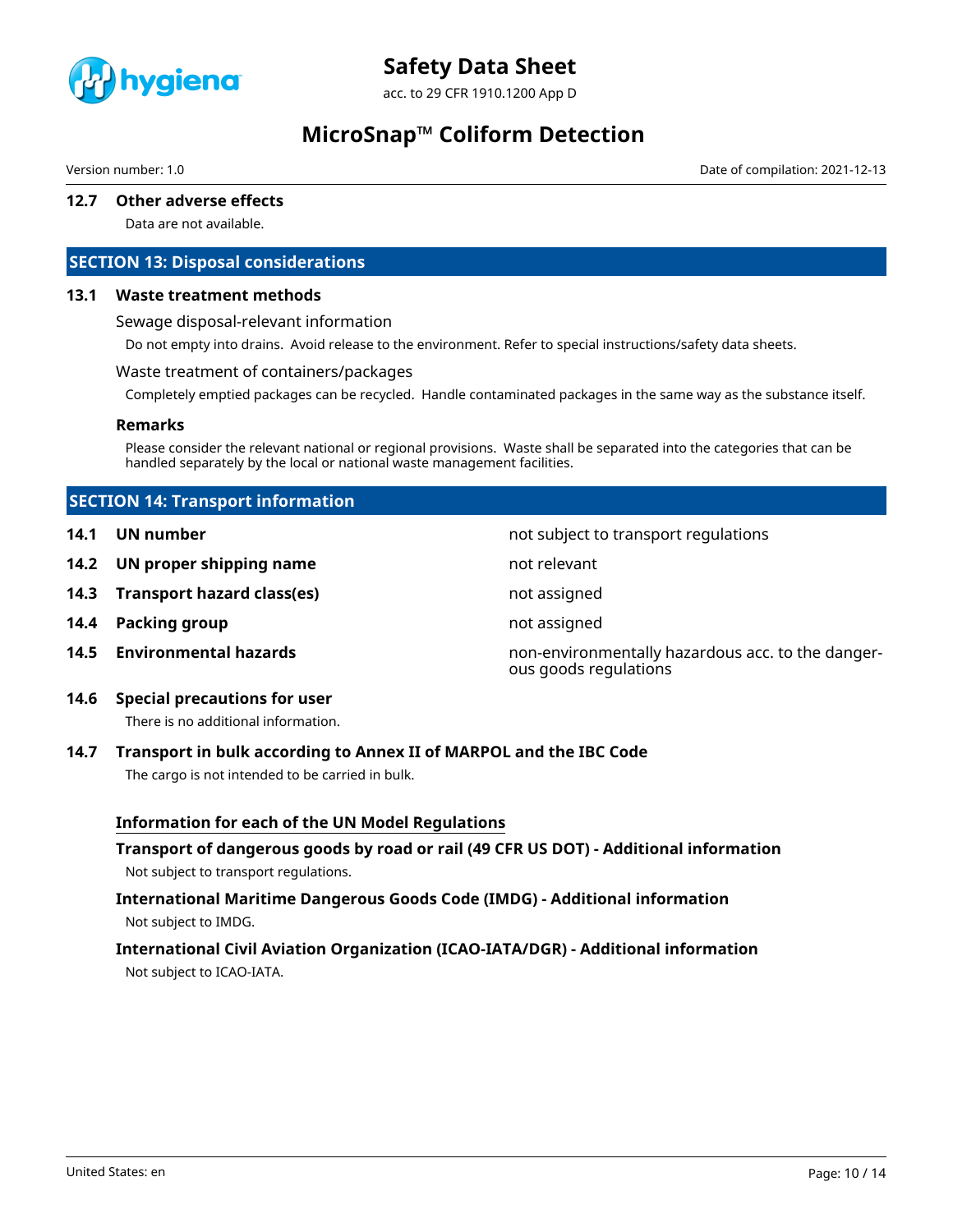### 12.7 Other adverse effects

Data are not available.

## SECTION 13: Disposal considerations

### 13.1 Waste treatment methods

Sewage disposal-relevant information

Do not empty into drains. Avoid release to the environment. Refer to special instructions/safety data sheets.

Waste treatment of containers/packages

Completely emptied packages can be recycled. Handle contaminated packages in the same way as the substance itself.

**Remarks**

Please consider the relevant national or regional provisions. Waste shall be separated into the categories that can be handled separately by the local or national waste management facilities.

## SECTION 14: Transport information

| | |
|---|---|
| **14.1 UN number** | not subject to transport regulations |
| **14.2 UN proper shipping name** | not relevant |
| **14.3 Transport hazard class(es)** | not assigned |
| **14.4 Packing group** | not assigned |
| **14.5 Environmental hazards** | non-environmentally hazardous acc. to the dangerous goods regulations |

### 14.6 Special precautions for user

There is no additional information.

### 14.7 Transport in bulk according to Annex II of MARPOL and the IBC Code

The cargo is not intended to be carried in bulk.

**Information for each of the UN Model Regulations**

**Transport of dangerous goods by road or rail (49 CFR US DOT) - Additional information**

Not subject to transport regulations.

**International Maritime Dangerous Goods Code (IMDG) - Additional information**

Not subject to IMDG.

**International Civil Aviation Organization (ICAO-IATA/DGR) - Additional information**

Not subject to ICAO-IATA.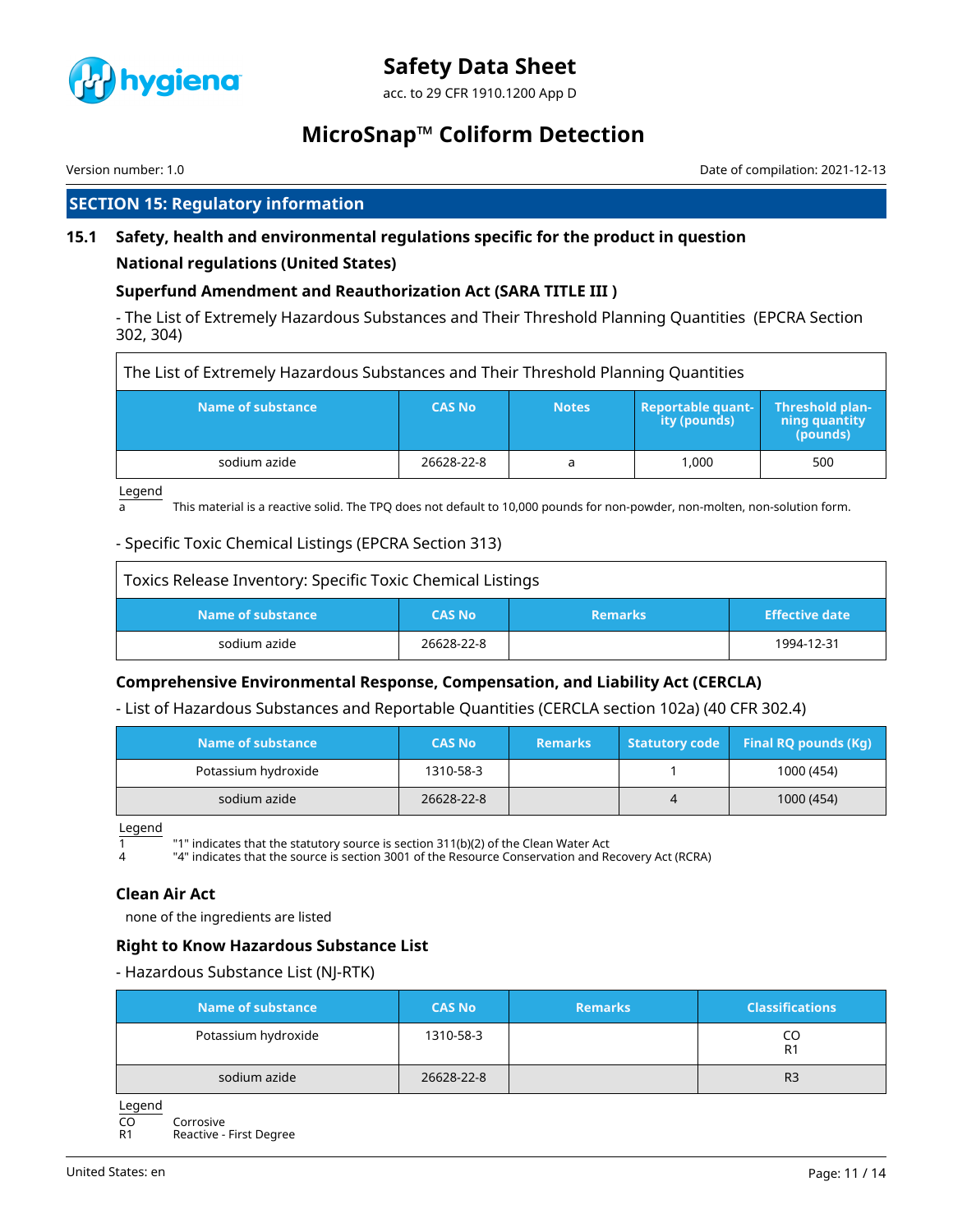## SECTION 15: Regulatory information

### 15.1 Safety, health and environmental regulations specific for the product in question

#### National regulations (United States)

#### Superfund Amendment and Reauthorization Act (SARA TITLE III )

- The List of Extremely Hazardous Substances and Their Threshold Planning Quantities (EPCRA Section 302, 304)

The List of Extremely Hazardous Substances and Their Threshold Planning Quantities

| Name of substance | CAS No | Notes | Reportable quantity (pounds) | Threshold planning quantity (pounds) |
|---|---|---|---|---|
| sodium azide | 26628-22-8 | a | 1,000 | 500 |

Legend

a This material is a reactive solid. The TPQ does not default to 10,000 pounds for non-powder, non-molten, non-solution form.

- Specific Toxic Chemical Listings (EPCRA Section 313)

Toxics Release Inventory: Specific Toxic Chemical Listings

| Name of substance | CAS No | Remarks | Effective date |
|---|---|---|---|
| sodium azide | 26628-22-8 | | 1994-12-31 |

#### Comprehensive Environmental Response, Compensation, and Liability Act (CERCLA)

- List of Hazardous Substances and Reportable Quantities (CERCLA section 102a) (40 CFR 302.4)

| Name of substance | CAS No | Remarks | Statutory code | Final RQ pounds (Kg) |
|---|---|---|---|---|
| Potassium hydroxide | 1310-58-3 | | 1 | 1000 (454) |
| sodium azide | 26628-22-8 | | 4 | 1000 (454) |

Legend

1 "1" indicates that the statutory source is section 311(b)(2) of the Clean Water Act

4 "4" indicates that the source is section 3001 of the Resource Conservation and Recovery Act (RCRA)

#### Clean Air Act

none of the ingredients are listed

#### Right to Know Hazardous Substance List

- Hazardous Substance List (NJ-RTK)

| Name of substance | CAS No | Remarks | Classifications |
|---|---|---|---|
| Potassium hydroxide | 1310-58-3 | | CO<br>R1 |
| sodium azide | 26628-22-8 | | R3 |

Legend

CO Corrosive

R1 Reactive - First Degree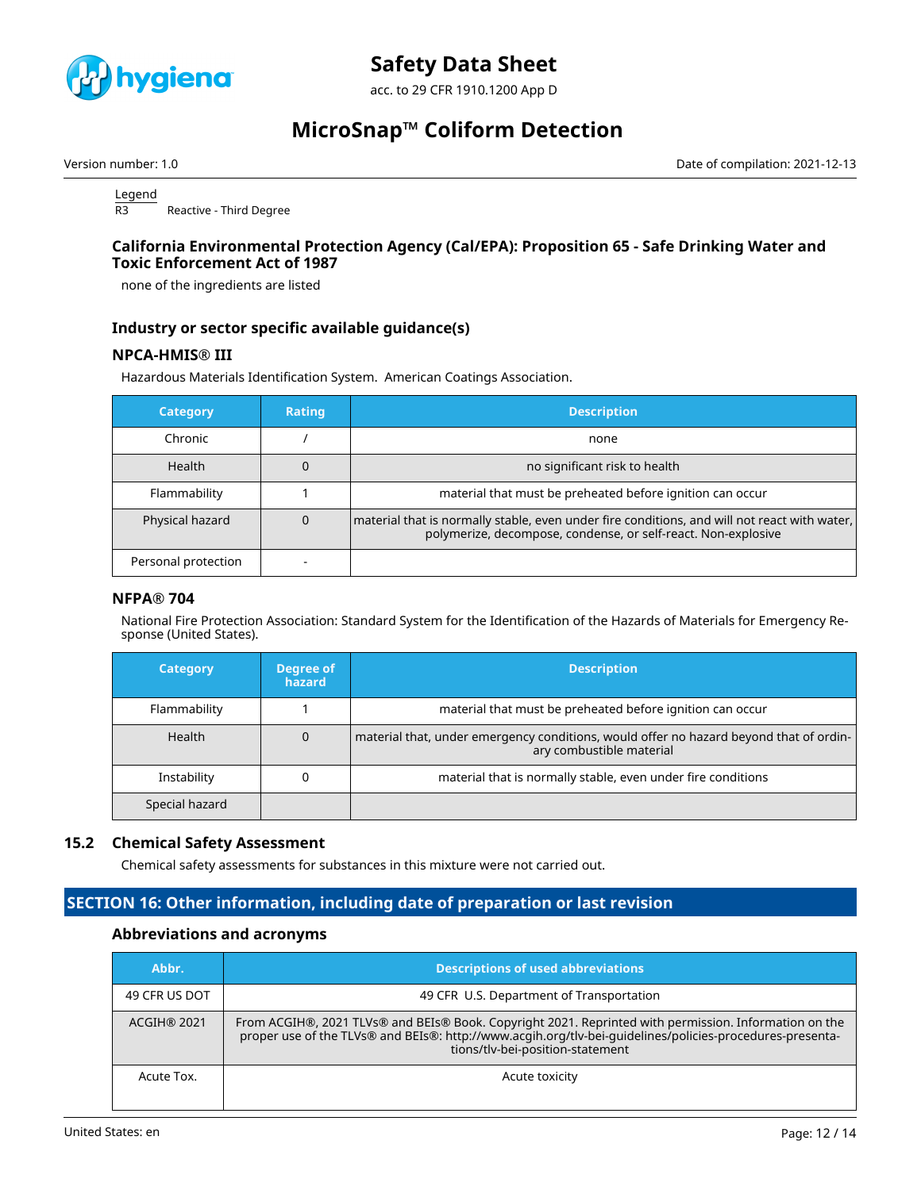Legend

R3 Reactive - Third Degree

### California Environmental Protection Agency (Cal/EPA): Proposition 65 - Safe Drinking Water and Toxic Enforcement Act of 1987

none of the ingredients are listed

### Industry or sector specific available guidance(s)

#### NPCA-HMIS® III

Hazardous Materials Identification System. American Coatings Association.

| Category | Rating | Description |
|---|---|---|
| Chronic | / | none |
| Health | 0 | no significant risk to health |
| Flammability | 1 | material that must be preheated before ignition can occur |
| Physical hazard | 0 | material that is normally stable, even under fire conditions, and will not react with water, polymerize, decompose, condense, or self-react. Non-explosive |
| Personal protection | - | |

#### NFPA® 704

National Fire Protection Association: Standard System for the Identification of the Hazards of Materials for Emergency Response (United States).

| Category | Degree of hazard | Description |
|---|---|---|
| Flammability | 1 | material that must be preheated before ignition can occur |
| Health | 0 | material that, under emergency conditions, would offer no hazard beyond that of ordinary combustible material |
| Instability | 0 | material that is normally stable, even under fire conditions |
| Special hazard | | |

### 15.2 Chemical Safety Assessment

Chemical safety assessments for substances in this mixture were not carried out.

## SECTION 16: Other information, including date of preparation or last revision

### Abbreviations and acronyms

| Abbr. | Descriptions of used abbreviations |
|---|---|
| 49 CFR US DOT | 49 CFR U.S. Department of Transportation |
| ACGIH® 2021 | From ACGIH®, 2021 TLVs® and BEIs® Book. Copyright 2021. Reprinted with permission. Information on the proper use of the TLVs® and BEIs®: http://www.acgih.org/tlv-bei-guidelines/policies-procedures-presentations/tlv-bei-position-statement |
| Acute Tox. | Acute toxicity |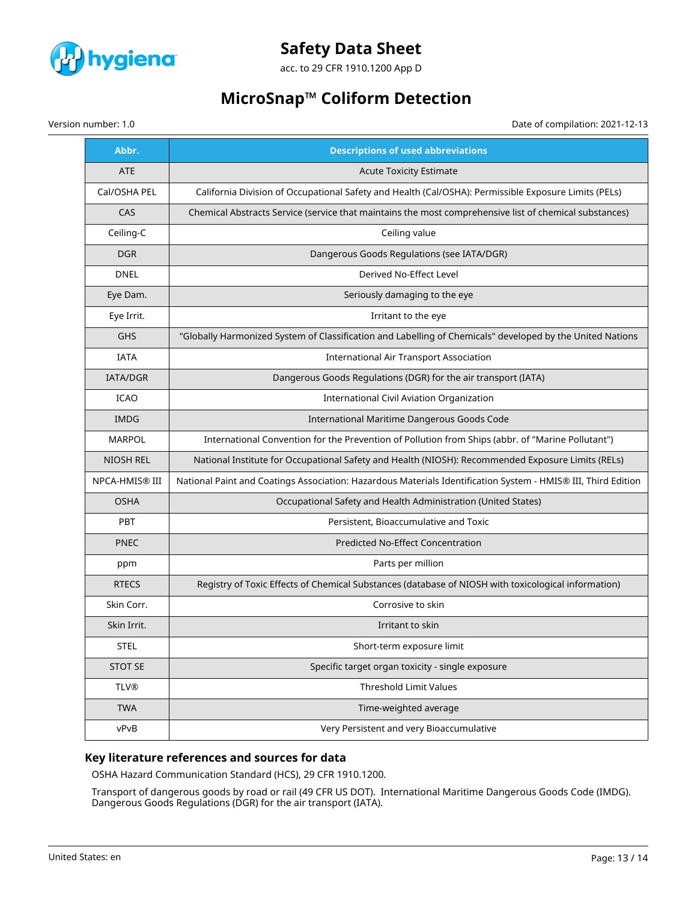| Abbr. | Descriptions of used abbreviations |
|---|---|
| ATE | Acute Toxicity Estimate |
| Cal/OSHA PEL | California Division of Occupational Safety and Health (Cal/OSHA): Permissible Exposure Limits (PELs) |
| CAS | Chemical Abstracts Service (service that maintains the most comprehensive list of chemical substances) |
| Ceiling-C | Ceiling value |
| DGR | Dangerous Goods Regulations (see IATA/DGR) |
| DNEL | Derived No-Effect Level |
| Eye Dam. | Seriously damaging to the eye |
| Eye Irrit. | Irritant to the eye |
| GHS | "Globally Harmonized System of Classification and Labelling of Chemicals" developed by the United Nations |
| IATA | International Air Transport Association |
| IATA/DGR | Dangerous Goods Regulations (DGR) for the air transport (IATA) |
| ICAO | International Civil Aviation Organization |
| IMDG | International Maritime Dangerous Goods Code |
| MARPOL | International Convention for the Prevention of Pollution from Ships (abbr. of "Marine Pollutant") |
| NIOSH REL | National Institute for Occupational Safety and Health (NIOSH): Recommended Exposure Limits (RELs) |
| NPCA-HMIS® III | National Paint and Coatings Association: Hazardous Materials Identification System - HMIS® III, Third Edition |
| OSHA | Occupational Safety and Health Administration (United States) |
| PBT | Persistent, Bioaccumulative and Toxic |
| PNEC | Predicted No-Effect Concentration |
| ppm | Parts per million |
| RTECS | Registry of Toxic Effects of Chemical Substances (database of NIOSH with toxicological information) |
| Skin Corr. | Corrosive to skin |
| Skin Irrit. | Irritant to skin |
| STEL | Short-term exposure limit |
| STOT SE | Specific target organ toxicity - single exposure |
| TLV® | Threshold Limit Values |
| TWA | Time-weighted average |
| vPvB | Very Persistent and very Bioaccumulative |

### Key literature references and sources for data

OSHA Hazard Communication Standard (HCS), 29 CFR 1910.1200.

Transport of dangerous goods by road or rail (49 CFR US DOT). International Maritime Dangerous Goods Code (IMDG). Dangerous Goods Regulations (DGR) for the air transport (IATA).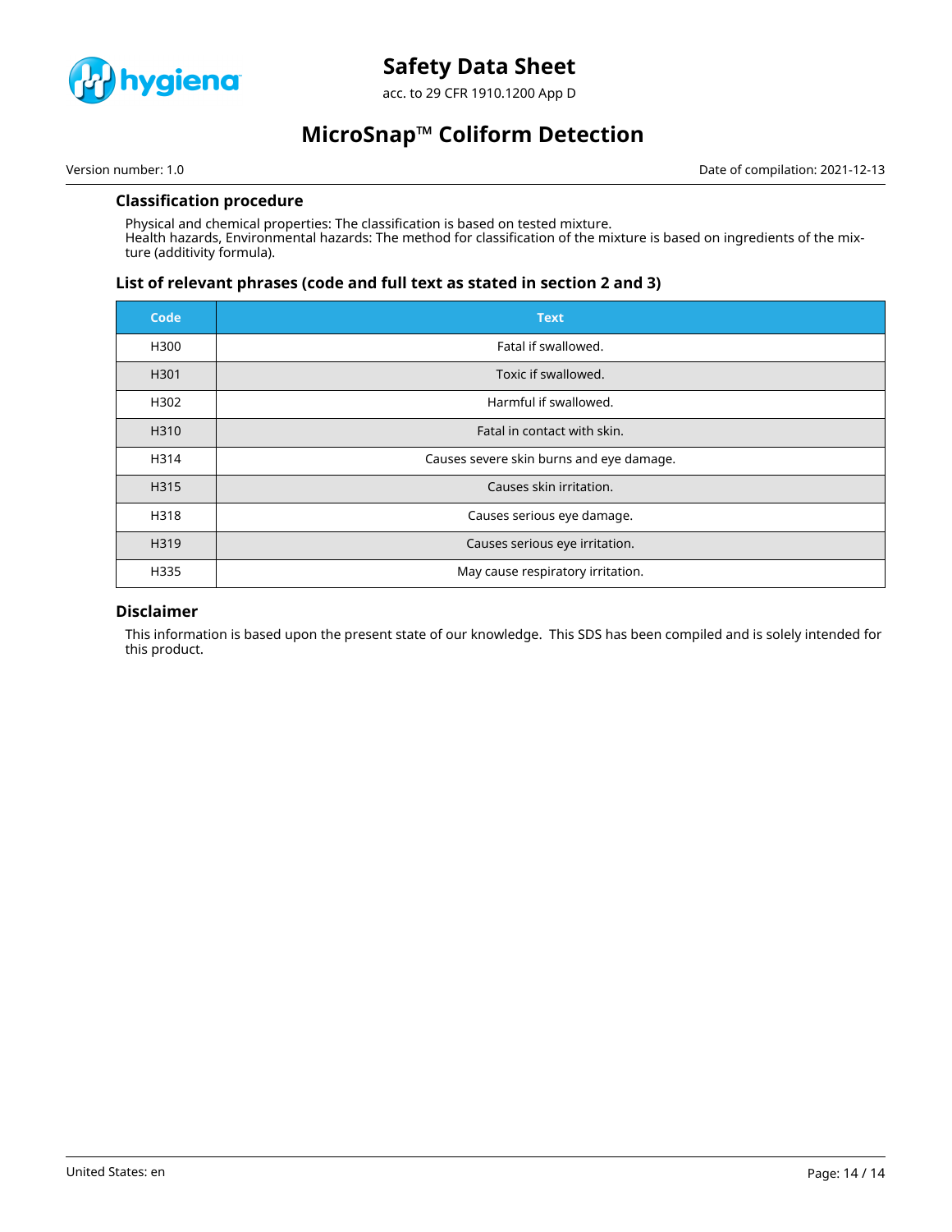### Classification procedure

Physical and chemical properties: The classification is based on tested mixture.
Health hazards, Environmental hazards: The method for classification of the mixture is based on ingredients of the mixture (additivity formula).

### List of relevant phrases (code and full text as stated in section 2 and 3)

| Code | Text |
|---|---|
| H300 | Fatal if swallowed. |
| H301 | Toxic if swallowed. |
| H302 | Harmful if swallowed. |
| H310 | Fatal in contact with skin. |
| H314 | Causes severe skin burns and eye damage. |
| H315 | Causes skin irritation. |
| H318 | Causes serious eye damage. |
| H319 | Causes serious eye irritation. |
| H335 | May cause respiratory irritation. |

### Disclaimer

This information is based upon the present state of our knowledge. This SDS has been compiled and is solely intended for this product.